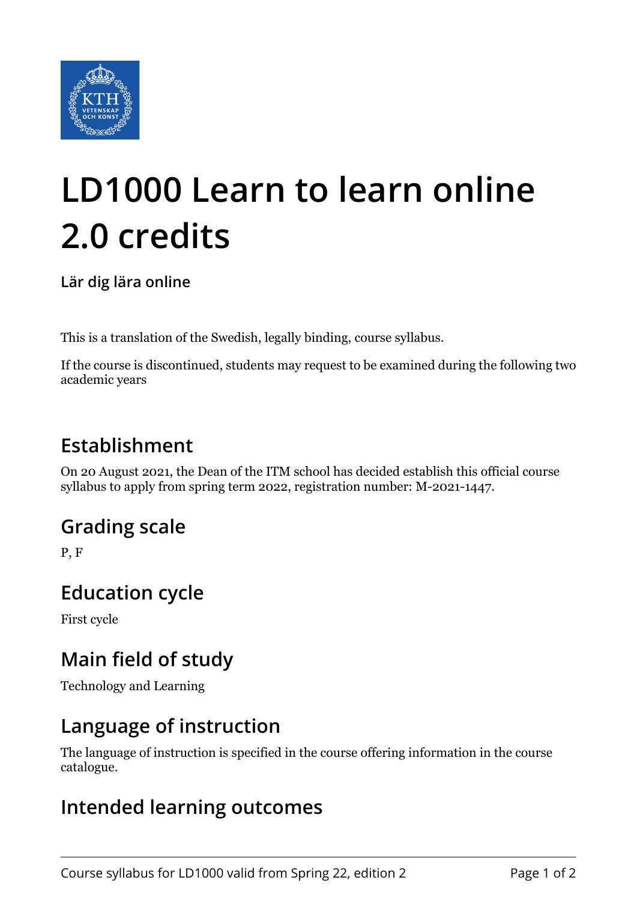# LD1000 Learn to learn online 2.0 credits

**Lär dig lära online**

This is a translation of the Swedish, legally binding, course syllabus.

If the course is discontinued, students may request to be examined during the following two academic years

## Establishment

On 20 August 2021, the Dean of the ITM school has decided establish this official course syllabus to apply from spring term 2022, registration number: M-2021-1447.

## Grading scale

P, F

## Education cycle

First cycle

## Main field of study

Technology and Learning

## Language of instruction

The language of instruction is specified in the course offering information in the course catalogue.

## Intended learning outcomes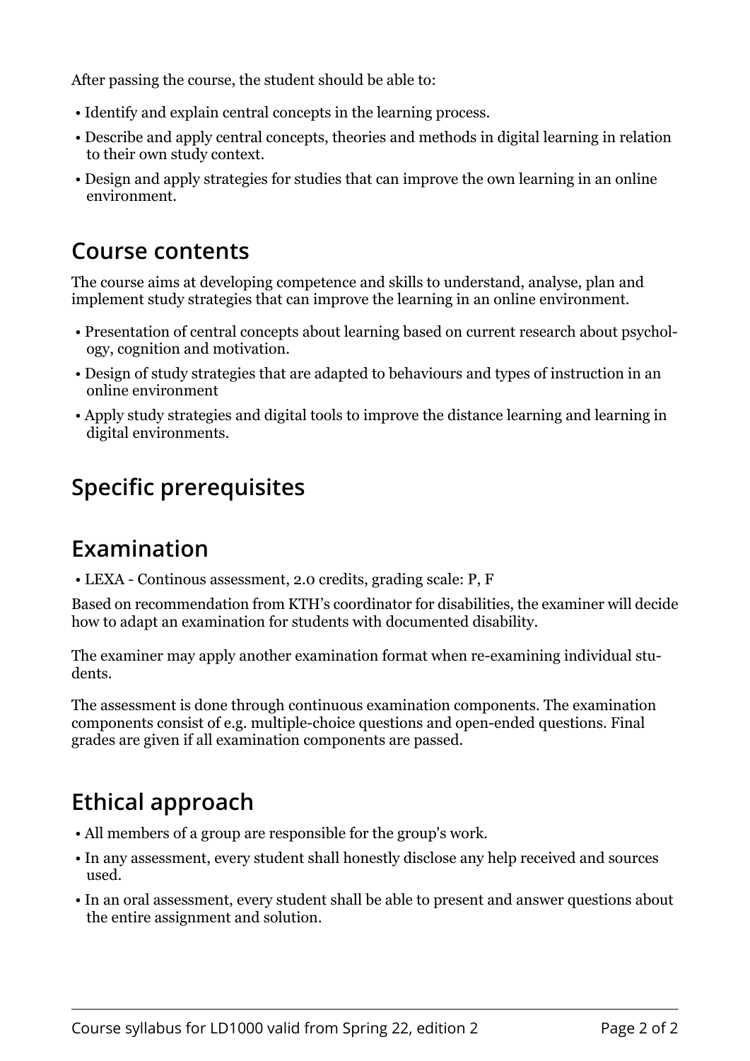After passing the course, the student should be able to:

- Identify and explain central concepts in the learning process.
- Describe and apply central concepts, theories and methods in digital learning in relation to their own study context.
- Design and apply strategies for studies that can improve the own learning in an online environment.

## Course contents

The course aims at developing competence and skills to understand, analyse, plan and implement study strategies that can improve the learning in an online environment.

- Presentation of central concepts about learning based on current research about psychology, cognition and motivation.
- Design of study strategies that are adapted to behaviours and types of instruction in an online environment
- Apply study strategies and digital tools to improve the distance learning and learning in digital environments.

## Specific prerequisites

## Examination

- LEXA - Continous assessment, 2.0 credits, grading scale: P, F

Based on recommendation from KTH's coordinator for disabilities, the examiner will decide how to adapt an examination for students with documented disability.

The examiner may apply another examination format when re-examining individual students.

The assessment is done through continuous examination components. The examination components consist of e.g. multiple-choice questions and open-ended questions. Final grades are given if all examination components are passed.

## Ethical approach

- All members of a group are responsible for the group's work.
- In any assessment, every student shall honestly disclose any help received and sources used.
- In an oral assessment, every student shall be able to present and answer questions about the entire assignment and solution.